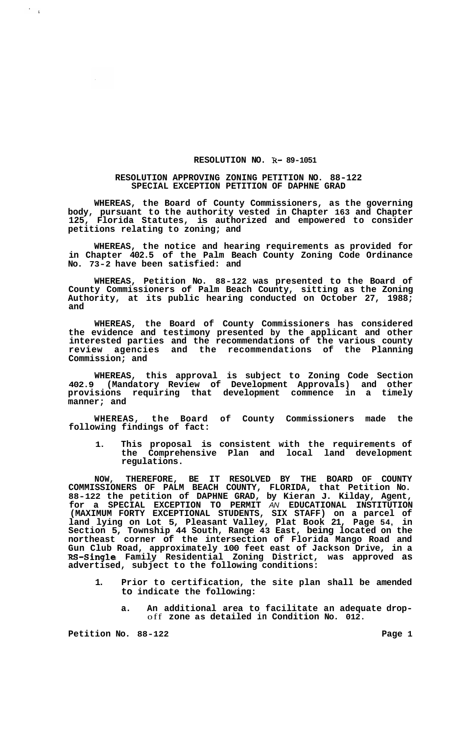**RESOLUTION NO. R- 89-1051**

**RESOLUTION APPROVING ZONING PETITION NO. 88-122**
**SPECIAL EXCEPTION PETITION OF DAPHNE GRAD**

**WHEREAS, the Board of County Commissioners, as the governing body, pursuant to the authority vested in Chapter 163 and Chapter 125, Florida Statutes, is authorized and empowered to consider petitions relating to zoning; and**

**WHEREAS, the notice and hearing requirements as provided for in Chapter 402.5 of the Palm Beach County Zoning Code Ordinance No. 73-2 have been satisfied: and**

**WHEREAS, Petition No. 88-122 was presented to the Board of County Commissioners of Palm Beach County, sitting as the Zoning Authority, at its public hearing conducted on October 27, 1988; and**

**WHEREAS, the Board of County Commissioners has considered the evidence and testimony presented by the applicant and other interested parties and the recommendations of the various county review agencies and the recommendations of the Planning Commission; and**

**WHEREAS, this approval is subject to Zoning Code Section 402.9 (Mandatory Review of Development Approvals) and other provisions requiring that development commence in a timely manner; and**

**WHEREAS, the Board of County Commissioners made the following findings of fact:**

1. **This proposal is consistent with the requirements of the Comprehensive Plan and local land development regulations.**

**NOW, THEREFORE, BE IT RESOLVED BY THE BOARD OF COUNTY COMMISSIONERS OF PALM BEACH COUNTY, FLORIDA, that Petition No. 88-122 the petition of DAPHNE GRAD, by Kieran J. Kilday, Agent, for a SPECIAL EXCEPTION TO PERMIT AN EDUCATIONAL INSTITUTION (MAXIMUM FORTY EXCEPTIONAL STUDENTS, SIX STAFF) on a parcel of land lying on Lot 5, Pleasant Valley, Plat Book 21, Page 54, in Section 5, Township 44 South, Range 43 East, being located on the northeast corner of the intersection of Florida Mango Road and Gun Club Road, approximately 100 feet east of Jackson Drive, in a RS-Single Family Residential Zoning District, was approved as advertised, subject to the following conditions:**

1. **Prior to certification, the site plan shall be amended to indicate the following:**

   a. **An additional area to facilitate an adequate drop-off zone as detailed in Condition No. 012.**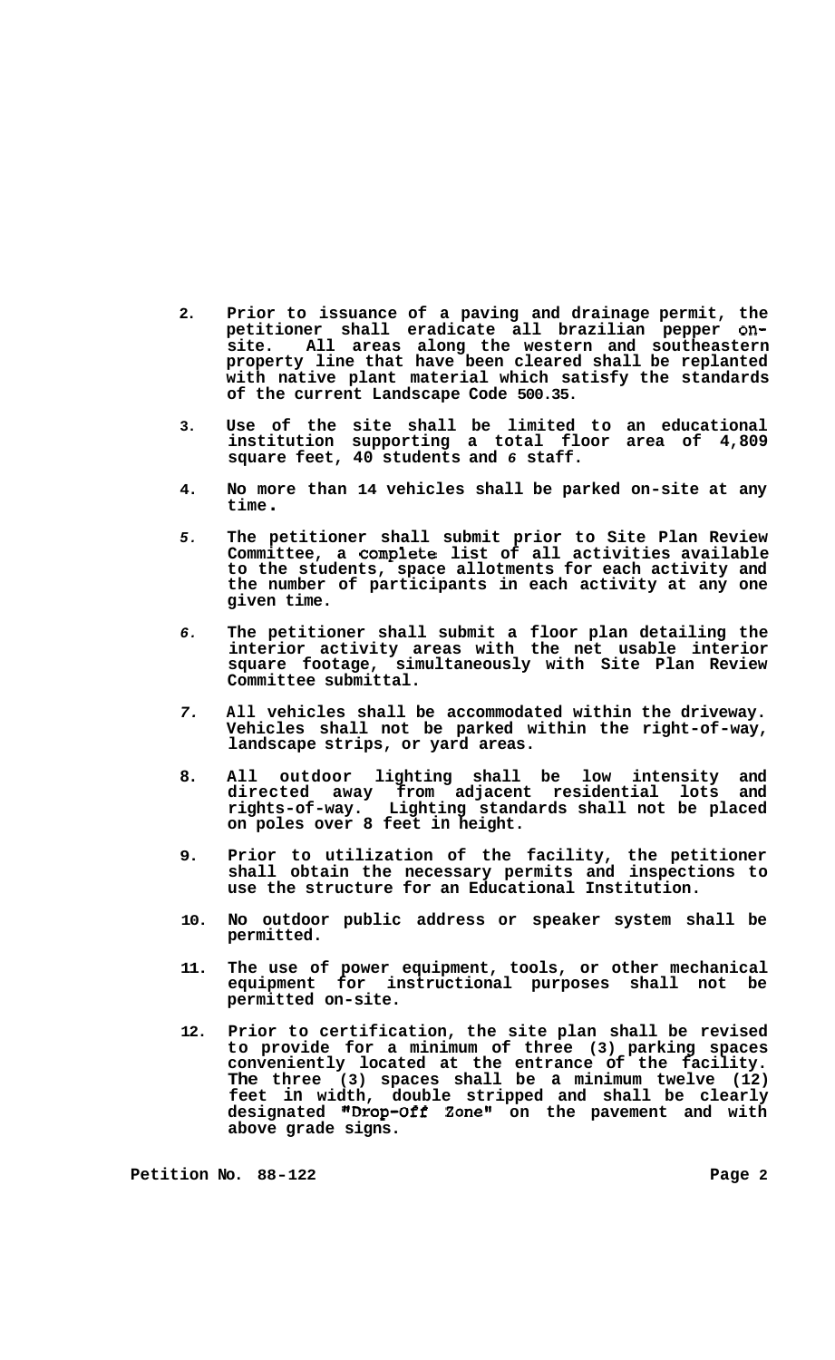2. Prior to issuance of a paving and drainage permit, the petitioner shall eradicate all brazilian pepper on-site. All areas along the western and southeastern property line that have been cleared shall be replanted with native plant material which satisfy the standards of the current Landscape Code 500.35.

3. Use of the site shall be limited to an educational institution supporting a total floor area of 4,809 square feet, 40 students and 6 staff.

4. No more than 14 vehicles shall be parked on-site at any time.

5. The petitioner shall submit prior to Site Plan Review Committee, a complete list of all activities available to the students, space allotments for each activity and the number of participants in each activity at any one given time.

6. The petitioner shall submit a floor plan detailing the interior activity areas with the net usable interior square footage, simultaneously with Site Plan Review Committee submittal.

7. All vehicles shall be accommodated within the driveway. Vehicles shall not be parked within the right-of-way, landscape strips, or yard areas.

8. All outdoor lighting shall be low intensity and directed away from adjacent residential lots and rights-of-way. Lighting standards shall not be placed on poles over 8 feet in height.

9. Prior to utilization of the facility, the petitioner shall obtain the necessary permits and inspections to use the structure for an Educational Institution.

10. No outdoor public address or speaker system shall be permitted.

11. The use of power equipment, tools, or other mechanical equipment for instructional purposes shall not be permitted on-site.

12. Prior to certification, the site plan shall be revised to provide for a minimum of three (3) parking spaces conveniently located at the entrance of the facility. The three (3) spaces shall be a minimum twelve (12) feet in width, double stripped and shall be clearly designated "Drop-Off Zone" on the pavement and with above grade signs.

Petition No. 88-122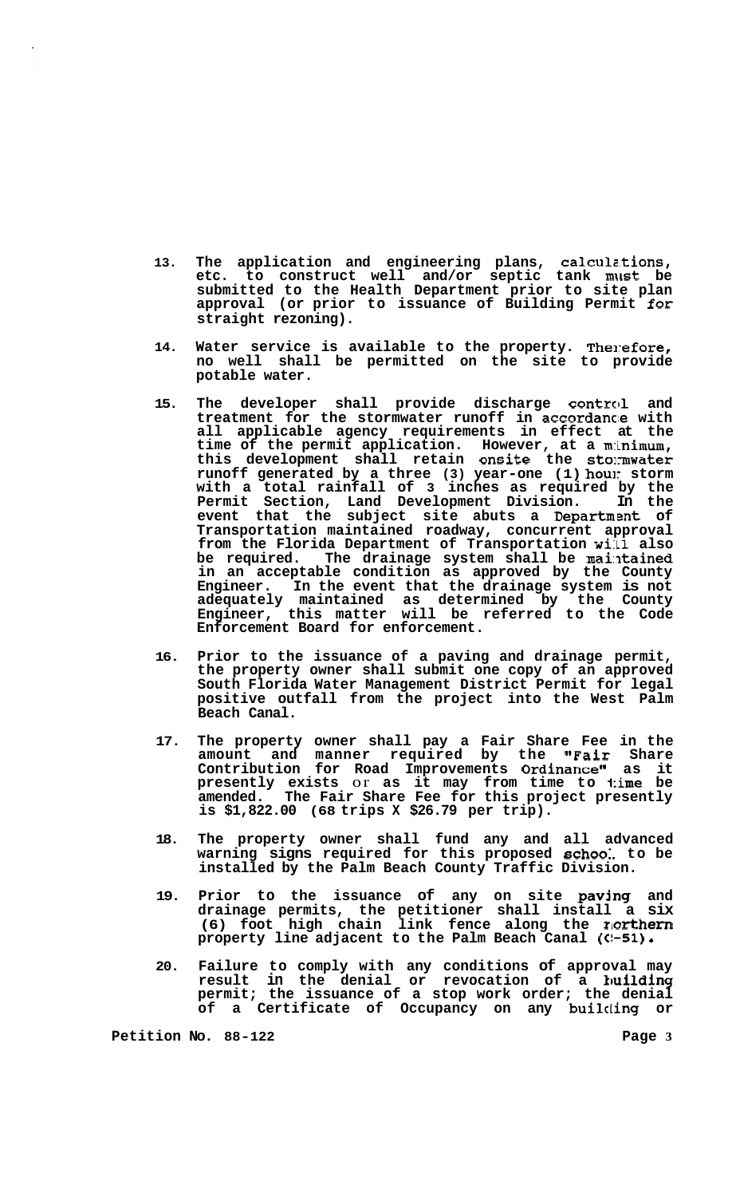13. **The application and engineering plans, calculations, etc. to construct well and/or septic tank must be submitted to the Health Department prior to site plan approval (or prior to issuance of Building Permit for straight rezoning).**

14. **Water service is available to the property. Therefore, no well shall be permitted on the site to provide potable water.**

15. **The developer shall provide discharge control and treatment for the stormwater runoff in accordance with all applicable agency requirements in effect at the time of the permit application. However, at a minimum, this development shall retain onsite the stormwater runoff generated by a three (3) year-one (1) hour storm with a total rainfall of 3 inches as required by the Permit Section, Land Development Division. In the event that the subject site abuts a Department of Transportation maintained roadway, concurrent approval from the Florida Department of Transportation will also be required. The drainage system shall be maintained in an acceptable condition as approved by the County Engineer. In the event that the drainage system is not adequately maintained as determined by the County Engineer, this matter will be referred to the Code Enforcement Board for enforcement.**

16. **Prior to the issuance of a paving and drainage permit, the property owner shall submit one copy of an approved South Florida Water Management District Permit for legal positive outfall from the project into the West Palm Beach Canal.**

17. **The property owner shall pay a Fair Share Fee in the amount and manner required by the "Fair Share Contribution for Road Improvements Ordinance" as it presently exists or as it may from time to time be amended. The Fair Share Fee for this project presently is $1,822.00 (68 trips X $26.79 per trip).**

18. **The property owner shall fund any and all advanced warning signs required for this proposed school to be installed by the Palm Beach County Traffic Division.**

19. **Prior to the issuance of any on site paving and drainage permits, the petitioner shall install a six (6) foot high chain link fence along the northern property line adjacent to the Palm Beach Canal (C-51).**

20. **Failure to comply with any conditions of approval may result in the denial or revocation of a building permit; the issuance of a stop work order; the denial of a Certificate of Occupancy on any building or**

**Petition No. 88-122**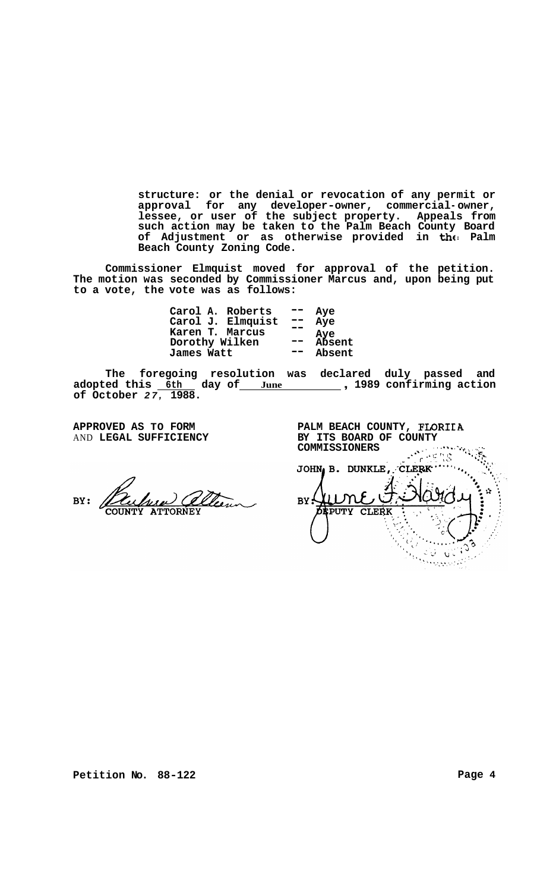structure: or the denial or revocation of any permit or approval for any developer-owner, commercial-owner, lessee, or user of the subject property. Appeals from such action may be taken to the Palm Beach County Board of Adjustment or as otherwise provided in the Palm Beach County Zoning Code.

Commissioner Elmquist moved for approval of the petition. The motion was seconded by Commissioner Marcus and, upon being put to a vote, the vote was as follows:

| | | |
|---|---|---|
| Carol A. Roberts | -- | Aye |
| Carol J. Elmquist | -- | Aye |
| Karen T. Marcus | -- | Aye |
| Dorothy Wilken | -- | Absent |
| James Watt | -- | Absent |

The foregoing resolution was declared duly passed and adopted this 6th day of June, 1989 confirming action of October 27, 1988.

APPROVED AS TO FORM AND LEGAL SUFFICIENCY

BY: COUNTY ATTORNEY

PALM BEACH COUNTY, FLORIDA BY ITS BOARD OF COUNTY COMMISSIONERS

JOHN B. DUNKLE, CLERK

BY: DEPUTY CLERK

Petition No. 88-122